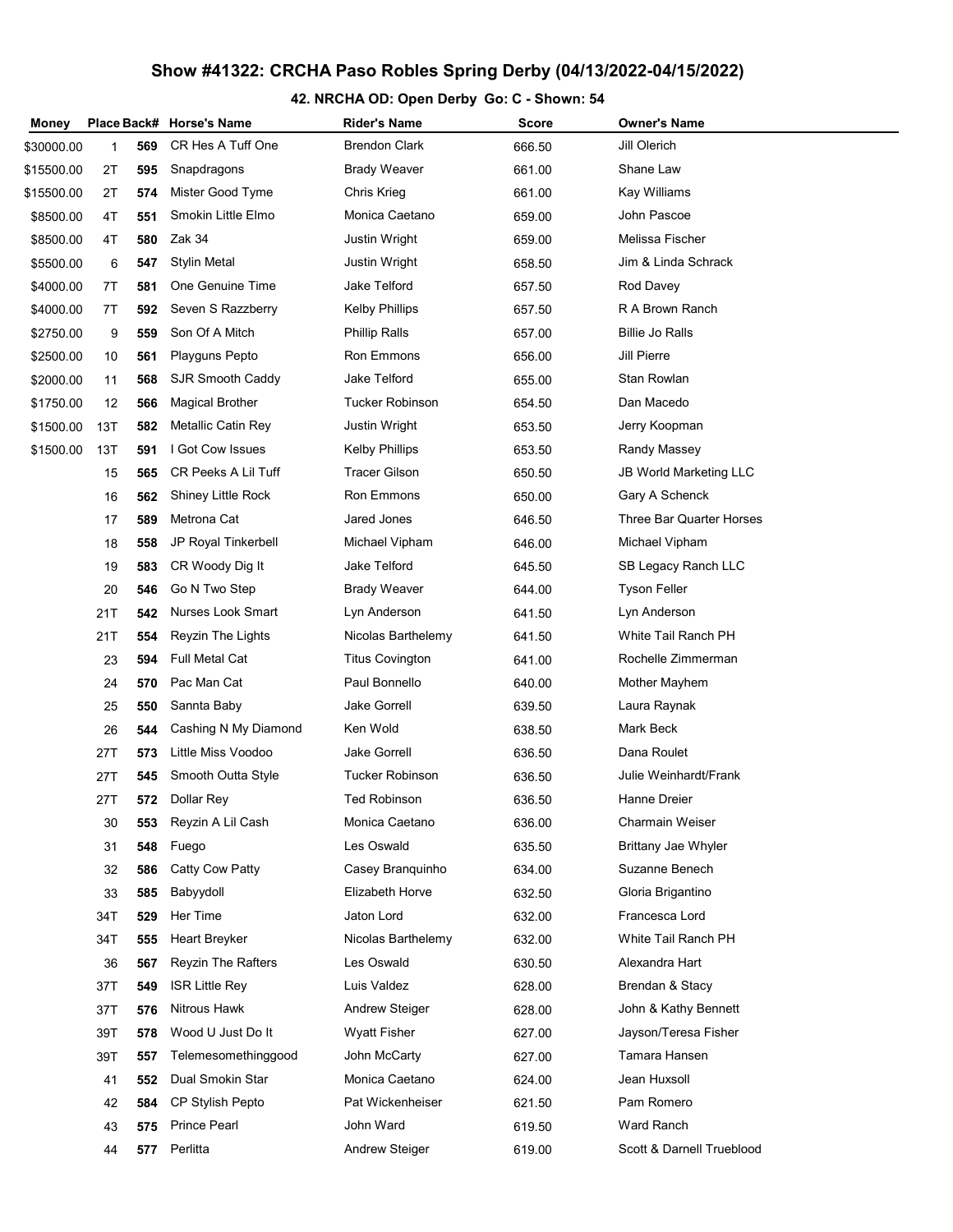# Show #41322: CRCHA Paso Robles Spring Derby (04/13/2022-04/15/2022)

## 42. NRCHA OD: Open Derby Go: C - Shown: 54

| Money | Place | Back# | Horse's Name | Rider's Name | Score | Owner's Name |
|---|---|---|---|---|---|---|
| $30000.00 | 1 | 569 | CR Hes A Tuff One | Brendon Clark | 666.50 | Jill Olerich |
| $15500.00 | 2T | 595 | Snapdragons | Brady Weaver | 661.00 | Shane Law |
| $15500.00 | 2T | 574 | Mister Good Tyme | Chris Krieg | 661.00 | Kay Williams |
| $8500.00 | 4T | 551 | Smokin Little Elmo | Monica Caetano | 659.00 | John Pascoe |
| $8500.00 | 4T | 580 | Zak 34 | Justin Wright | 659.00 | Melissa Fischer |
| $5500.00 | 6 | 547 | Stylin Metal | Justin Wright | 658.50 | Jim & Linda Schrack |
| $4000.00 | 7T | 581 | One Genuine Time | Jake Telford | 657.50 | Rod Davey |
| $4000.00 | 7T | 592 | Seven S Razzberry | Kelby Phillips | 657.50 | R A Brown Ranch |
| $2750.00 | 9 | 559 | Son Of A Mitch | Phillip Ralls | 657.00 | Billie Jo Ralls |
| $2500.00 | 10 | 561 | Playguns Pepto | Ron Emmons | 656.00 | Jill Pierre |
| $2000.00 | 11 | 568 | SJR Smooth Caddy | Jake Telford | 655.00 | Stan Rowlan |
| $1750.00 | 12 | 566 | Magical Brother | Tucker Robinson | 654.50 | Dan Macedo |
| $1500.00 | 13T | 582 | Metallic Catin Rey | Justin Wright | 653.50 | Jerry Koopman |
| $1500.00 | 13T | 591 | I Got Cow Issues | Kelby Phillips | 653.50 | Randy Massey |
| | 15 | 565 | CR Peeks A Lil Tuff | Tracer Gilson | 650.50 | JB World Marketing LLC |
| | 16 | 562 | Shiney Little Rock | Ron Emmons | 650.00 | Gary A Schenck |
| | 17 | 589 | Metrona Cat | Jared Jones | 646.50 | Three Bar Quarter Horses |
| | 18 | 558 | JP Royal Tinkerbell | Michael Vipham | 646.00 | Michael Vipham |
| | 19 | 583 | CR Woody Dig It | Jake Telford | 645.50 | SB Legacy Ranch LLC |
| | 20 | 546 | Go N Two Step | Brady Weaver | 644.00 | Tyson Feller |
| | 21T | 542 | Nurses Look Smart | Lyn Anderson | 641.50 | Lyn Anderson |
| | 21T | 554 | Reyzin The Lights | Nicolas Barthelemy | 641.50 | White Tail Ranch PH |
| | 23 | 594 | Full Metal Cat | Titus Covington | 641.00 | Rochelle Zimmerman |
| | 24 | 570 | Pac Man Cat | Paul Bonnello | 640.00 | Mother Mayhem |
| | 25 | 550 | Sannta Baby | Jake Gorrell | 639.50 | Laura Raynak |
| | 26 | 544 | Cashing N My Diamond | Ken Wold | 638.50 | Mark Beck |
| | 27T | 573 | Little Miss Voodoo | Jake Gorrell | 636.50 | Dana Roulet |
| | 27T | 545 | Smooth Outta Style | Tucker Robinson | 636.50 | Julie Weinhardt/Frank |
| | 27T | 572 | Dollar Rey | Ted Robinson | 636.50 | Hanne Dreier |
| | 30 | 553 | Reyzin A Lil Cash | Monica Caetano | 636.00 | Charmain Weiser |
| | 31 | 548 | Fuego | Les Oswald | 635.50 | Brittany Jae Whyler |
| | 32 | 586 | Catty Cow Patty | Casey Branquinho | 634.00 | Suzanne Benech |
| | 33 | 585 | Babyydoll | Elizabeth Horve | 632.50 | Gloria Brigantino |
| | 34T | 529 | Her Time | Jaton Lord | 632.00 | Francesca Lord |
| | 34T | 555 | Heart Breyker | Nicolas Barthelemy | 632.00 | White Tail Ranch PH |
| | 36 | 567 | Reyzin The Rafters | Les Oswald | 630.50 | Alexandra Hart |
| | 37T | 549 | ISR Little Rey | Luis Valdez | 628.00 | Brendan & Stacy |
| | 37T | 576 | Nitrous Hawk | Andrew Steiger | 628.00 | John & Kathy Bennett |
| | 39T | 578 | Wood U Just Do It | Wyatt Fisher | 627.00 | Jayson/Teresa Fisher |
| | 39T | 557 | Telemesomethinggood | John McCarty | 627.00 | Tamara Hansen |
| | 41 | 552 | Dual Smokin Star | Monica Caetano | 624.00 | Jean Huxsoll |
| | 42 | 584 | CP Stylish Pepto | Pat Wickenheiser | 621.50 | Pam Romero |
| | 43 | 575 | Prince Pearl | John Ward | 619.50 | Ward Ranch |
| | 44 | 577 | Perlitta | Andrew Steiger | 619.00 | Scott & Darnell Trueblood |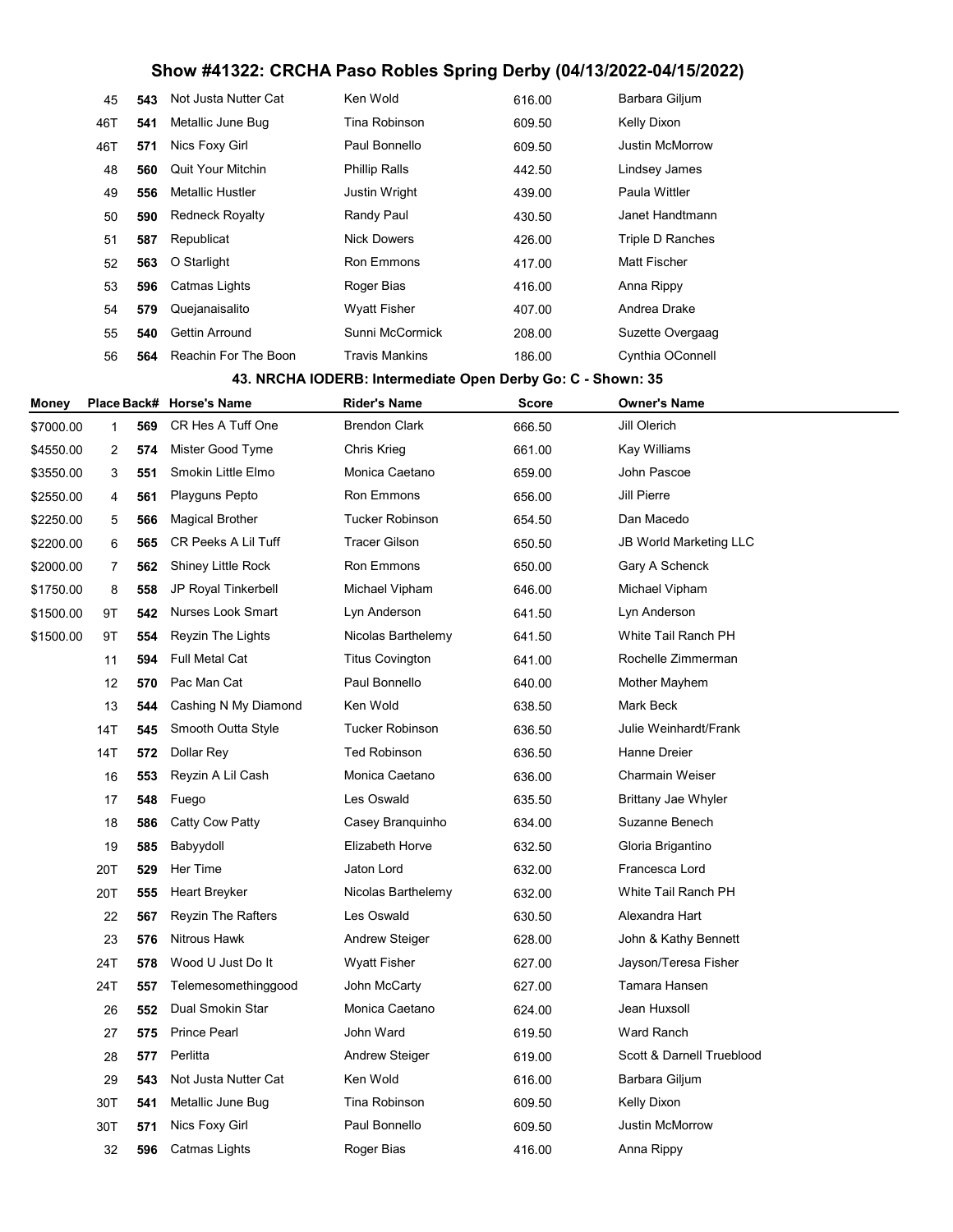## Show #41322: CRCHA Paso Robles Spring Derby (04/13/2022-04/15/2022)

| Money | Place | Back# | Horse's Name | Rider's Name | Score | Owner's Name |
|---|---|---|---|---|---|---|
| | 45 | 543 | Not Justa Nutter Cat | Ken Wold | 616.00 | Barbara Giljum |
| | 46T | 541 | Metallic June Bug | Tina Robinson | 609.50 | Kelly Dixon |
| | 46T | 571 | Nics Foxy Girl | Paul Bonnello | 609.50 | Justin McMorrow |
| | 48 | 560 | Quit Your Mitchin | Phillip Ralls | 442.50 | Lindsey James |
| | 49 | 556 | Metallic Hustler | Justin Wright | 439.00 | Paula Wittler |
| | 50 | 590 | Redneck Royalty | Randy Paul | 430.50 | Janet Handtmann |
| | 51 | 587 | Republicat | Nick Dowers | 426.00 | Triple D Ranches |
| | 52 | 563 | O Starlight | Ron Emmons | 417.00 | Matt Fischer |
| | 53 | 596 | Catmas Lights | Roger Bias | 416.00 | Anna Rippy |
| | 54 | 579 | Quejanaisalito | Wyatt Fisher | 407.00 | Andrea Drake |
| | 55 | 540 | Gettin Arround | Sunni McCormick | 208.00 | Suzette Overgaag |
| | 56 | 564 | Reachin For The Boon | Travis Mankins | 186.00 | Cynthia OConnell |

### 43. NRCHA IODERB: Intermediate Open Derby Go: C - Shown: 35

| Money | Place | Back# | Horse's Name | Rider's Name | Score | Owner's Name |
|---|---|---|---|---|---|---|
| $7000.00 | 1 | 569 | CR Hes A Tuff One | Brendon Clark | 666.50 | Jill Olerich |
| $4550.00 | 2 | 574 | Mister Good Tyme | Chris Krieg | 661.00 | Kay Williams |
| $3550.00 | 3 | 551 | Smokin Little Elmo | Monica Caetano | 659.00 | John Pascoe |
| $2550.00 | 4 | 561 | Playguns Pepto | Ron Emmons | 656.00 | Jill Pierre |
| $2250.00 | 5 | 566 | Magical Brother | Tucker Robinson | 654.50 | Dan Macedo |
| $2200.00 | 6 | 565 | CR Peeks A Lil Tuff | Tracer Gilson | 650.50 | JB World Marketing LLC |
| $2000.00 | 7 | 562 | Shiney Little Rock | Ron Emmons | 650.00 | Gary A Schenck |
| $1750.00 | 8 | 558 | JP Royal Tinkerbell | Michael Vipham | 646.00 | Michael Vipham |
| $1500.00 | 9T | 542 | Nurses Look Smart | Lyn Anderson | 641.50 | Lyn Anderson |
| $1500.00 | 9T | 554 | Reyzin The Lights | Nicolas Barthelemy | 641.50 | White Tail Ranch PH |
| | 11 | 594 | Full Metal Cat | Titus Covington | 641.00 | Rochelle Zimmerman |
| | 12 | 570 | Pac Man Cat | Paul Bonnello | 640.00 | Mother Mayhem |
| | 13 | 544 | Cashing N My Diamond | Ken Wold | 638.50 | Mark Beck |
| | 14T | 545 | Smooth Outta Style | Tucker Robinson | 636.50 | Julie Weinhardt/Frank |
| | 14T | 572 | Dollar Rey | Ted Robinson | 636.50 | Hanne Dreier |
| | 16 | 553 | Reyzin A Lil Cash | Monica Caetano | 636.00 | Charmain Weiser |
| | 17 | 548 | Fuego | Les Oswald | 635.50 | Brittany Jae Whyler |
| | 18 | 586 | Catty Cow Patty | Casey Branquinho | 634.00 | Suzanne Benech |
| | 19 | 585 | Babyydoll | Elizabeth Horve | 632.50 | Gloria Brigantino |
| | 20T | 529 | Her Time | Jaton Lord | 632.00 | Francesca Lord |
| | 20T | 555 | Heart Breyker | Nicolas Barthelemy | 632.00 | White Tail Ranch PH |
| | 22 | 567 | Reyzin The Rafters | Les Oswald | 630.50 | Alexandra Hart |
| | 23 | 576 | Nitrous Hawk | Andrew Steiger | 628.00 | John & Kathy Bennett |
| | 24T | 578 | Wood U Just Do It | Wyatt Fisher | 627.00 | Jayson/Teresa Fisher |
| | 24T | 557 | Telemesomethinggood | John McCarty | 627.00 | Tamara Hansen |
| | 26 | 552 | Dual Smokin Star | Monica Caetano | 624.00 | Jean Huxsoll |
| | 27 | 575 | Prince Pearl | John Ward | 619.50 | Ward Ranch |
| | 28 | 577 | Perlitta | Andrew Steiger | 619.00 | Scott & Darnell Trueblood |
| | 29 | 543 | Not Justa Nutter Cat | Ken Wold | 616.00 | Barbara Giljum |
| | 30T | 541 | Metallic June Bug | Tina Robinson | 609.50 | Kelly Dixon |
| | 30T | 571 | Nics Foxy Girl | Paul Bonnello | 609.50 | Justin McMorrow |
| | 32 | 596 | Catmas Lights | Roger Bias | 416.00 | Anna Rippy |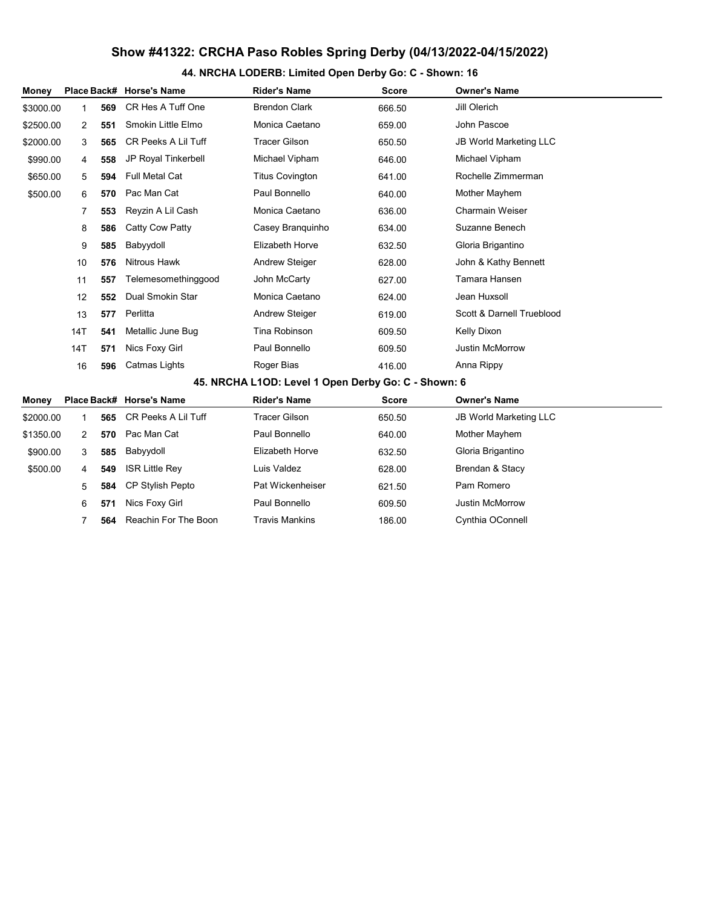# Show #41322: CRCHA Paso Robles Spring Derby (04/13/2022-04/15/2022)

## 44. NRCHA LODERB: Limited Open Derby Go: C - Shown: 16

| Money | Place | Back# | Horse's Name | Rider's Name | Score | Owner's Name |
|---|---|---|---|---|---|---|
| $3000.00 | 1 | 569 | CR Hes A Tuff One | Brendon Clark | 666.50 | Jill Olerich |
| $2500.00 | 2 | 551 | Smokin Little Elmo | Monica Caetano | 659.00 | John Pascoe |
| $2000.00 | 3 | 565 | CR Peeks A Lil Tuff | Tracer Gilson | 650.50 | JB World Marketing LLC |
| $990.00 | 4 | 558 | JP Royal Tinkerbell | Michael Vipham | 646.00 | Michael Vipham |
| $650.00 | 5 | 594 | Full Metal Cat | Titus Covington | 641.00 | Rochelle Zimmerman |
| $500.00 | 6 | 570 | Pac Man Cat | Paul Bonnello | 640.00 | Mother Mayhem |
| | 7 | 553 | Reyzin A Lil Cash | Monica Caetano | 636.00 | Charmain Weiser |
| | 8 | 586 | Catty Cow Patty | Casey Branquinho | 634.00 | Suzanne Benech |
| | 9 | 585 | Babyydoll | Elizabeth Horve | 632.50 | Gloria Brigantino |
| | 10 | 576 | Nitrous Hawk | Andrew Steiger | 628.00 | John & Kathy Bennett |
| | 11 | 557 | Telemesomethinggood | John McCarty | 627.00 | Tamara Hansen |
| | 12 | 552 | Dual Smokin Star | Monica Caetano | 624.00 | Jean Huxsoll |
| | 13 | 577 | Perlitta | Andrew Steiger | 619.00 | Scott & Darnell Trueblood |
| | 14T | 541 | Metallic June Bug | Tina Robinson | 609.50 | Kelly Dixon |
| | 14T | 571 | Nics Foxy Girl | Paul Bonnello | 609.50 | Justin McMorrow |
| | 16 | 596 | Catmas Lights | Roger Bias | 416.00 | Anna Rippy |

## 45. NRCHA L1OD: Level 1 Open Derby Go: C - Shown: 6

| Money | Place | Back# | Horse's Name | Rider's Name | Score | Owner's Name |
|---|---|---|---|---|---|---|
| $2000.00 | 1 | 565 | CR Peeks A Lil Tuff | Tracer Gilson | 650.50 | JB World Marketing LLC |
| $1350.00 | 2 | 570 | Pac Man Cat | Paul Bonnello | 640.00 | Mother Mayhem |
| $900.00 | 3 | 585 | Babyydoll | Elizabeth Horve | 632.50 | Gloria Brigantino |
| $500.00 | 4 | 549 | ISR Little Rey | Luis Valdez | 628.00 | Brendan & Stacy |
| | 5 | 584 | CP Stylish Pepto | Pat Wickenheiser | 621.50 | Pam Romero |
| | 6 | 571 | Nics Foxy Girl | Paul Bonnello | 609.50 | Justin McMorrow |
| | 7 | 564 | Reachin For The Boon | Travis Mankins | 186.00 | Cynthia OConnell |